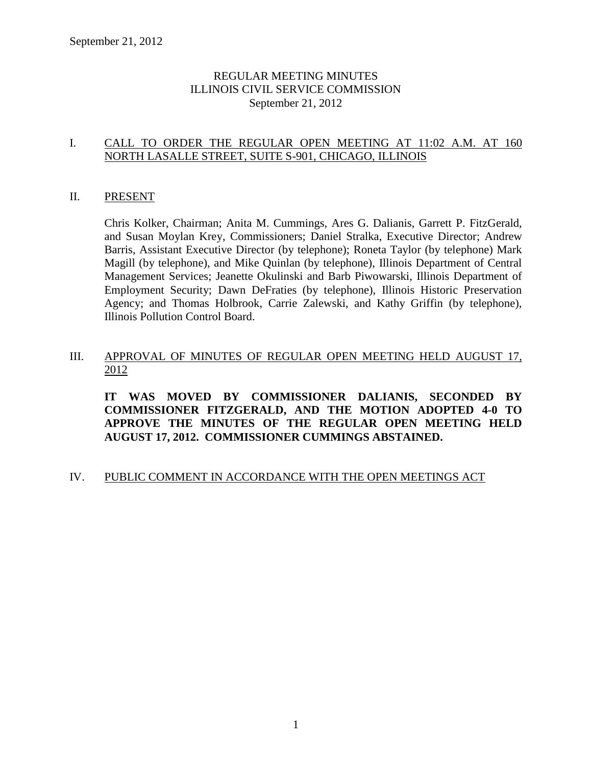# REGULAR MEETING MINUTES
# ILLINOIS CIVIL SERVICE COMMISSION
# September 21, 2012

## I. CALL TO ORDER THE REGULAR OPEN MEETING AT 11:02 A.M. AT 160 NORTH LASALLE STREET, SUITE S-901, CHICAGO, ILLINOIS

## II. PRESENT

Chris Kolker, Chairman; Anita M. Cummings, Ares G. Dalianis, Garrett P. FitzGerald, and Susan Moylan Krey, Commissioners; Daniel Stralka, Executive Director; Andrew Barris, Assistant Executive Director (by telephone); Roneta Taylor (by telephone) Mark Magill (by telephone), and Mike Quinlan (by telephone), Illinois Department of Central Management Services; Jeanette Okulinski and Barb Piwowarski, Illinois Department of Employment Security; Dawn DeFraties (by telephone), Illinois Historic Preservation Agency; and Thomas Holbrook, Carrie Zalewski, and Kathy Griffin (by telephone), Illinois Pollution Control Board.

## III. APPROVAL OF MINUTES OF REGULAR OPEN MEETING HELD AUGUST 17, 2012

**IT WAS MOVED BY COMMISSIONER DALIANIS, SECONDED BY COMMISSIONER FITZGERALD, AND THE MOTION ADOPTED 4-0 TO APPROVE THE MINUTES OF THE REGULAR OPEN MEETING HELD AUGUST 17, 2012. COMMISSIONER CUMMINGS ABSTAINED.**

## IV. PUBLIC COMMENT IN ACCORDANCE WITH THE OPEN MEETINGS ACT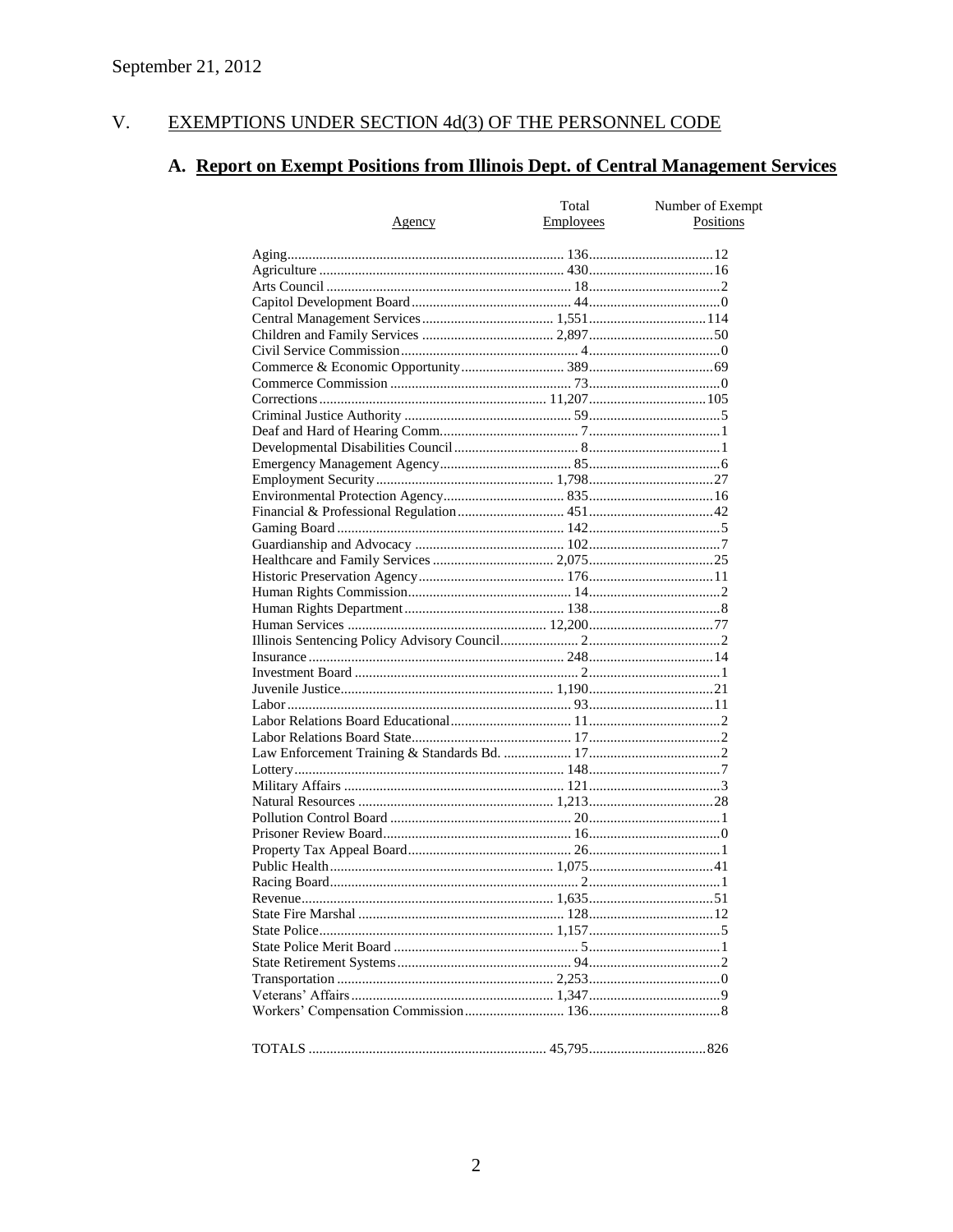September 21, 2012

## V. EXEMPTIONS UNDER SECTION 4d(3) OF THE PERSONNEL CODE

### A. Report on Exempt Positions from Illinois Dept. of Central Management Services

| Agency | Total Employees | Number of Exempt Positions |
|---|---|---|
| Aging | 136 | 12 |
| Agriculture | 430 | 16 |
| Arts Council | 18 | 2 |
| Capitol Development Board | 44 | 0 |
| Central Management Services | 1,551 | 114 |
| Children and Family Services | 2,897 | 50 |
| Civil Service Commission | 4 | 0 |
| Commerce & Economic Opportunity | 389 | 69 |
| Commerce Commission | 73 | 0 |
| Corrections | 11,207 | 105 |
| Criminal Justice Authority | 59 | 5 |
| Deaf and Hard of Hearing Comm. | 7 | 1 |
| Developmental Disabilities Council | 8 | 1 |
| Emergency Management Agency | 85 | 6 |
| Employment Security | 1,798 | 27 |
| Environmental Protection Agency | 835 | 16 |
| Financial & Professional Regulation | 451 | 42 |
| Gaming Board | 142 | 5 |
| Guardianship and Advocacy | 102 | 7 |
| Healthcare and Family Services | 2,075 | 25 |
| Historic Preservation Agency | 176 | 11 |
| Human Rights Commission | 14 | 2 |
| Human Rights Department | 138 | 8 |
| Human Services | 12,200 | 77 |
| Illinois Sentencing Policy Advisory Council | 2 | 2 |
| Insurance | 248 | 14 |
| Investment Board | 2 | 1 |
| Juvenile Justice | 1,190 | 21 |
| Labor | 93 | 11 |
| Labor Relations Board Educational | 11 | 2 |
| Labor Relations Board State | 17 | 2 |
| Law Enforcement Training & Standards Bd. | 17 | 2 |
| Lottery | 148 | 7 |
| Military Affairs | 121 | 3 |
| Natural Resources | 1,213 | 28 |
| Pollution Control Board | 20 | 1 |
| Prisoner Review Board | 16 | 0 |
| Property Tax Appeal Board | 26 | 1 |
| Public Health | 1,075 | 41 |
| Racing Board | 2 | 1 |
| Revenue | 1,635 | 51 |
| State Fire Marshal | 128 | 12 |
| State Police | 1,157 | 5 |
| State Police Merit Board | 5 | 1 |
| State Retirement Systems | 94 | 2 |
| Transportation | 2,253 | 0 |
| Veterans' Affairs | 1,347 | 9 |
| Workers' Compensation Commission | 136 | 8 |
| TOTALS | 45,795 | 826 |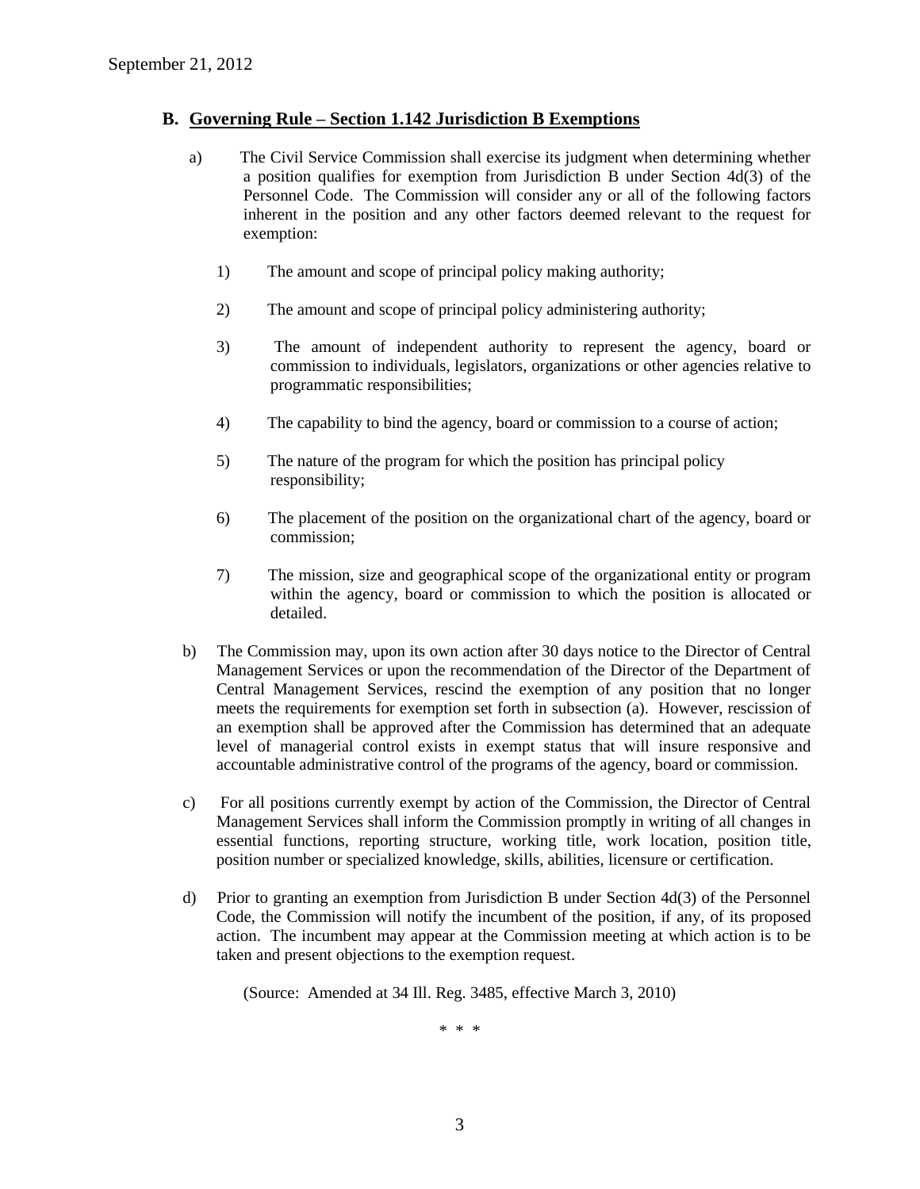September 21, 2012

## B. Governing Rule – Section 1.142 Jurisdiction B Exemptions

a) The Civil Service Commission shall exercise its judgment when determining whether a position qualifies for exemption from Jurisdiction B under Section 4d(3) of the Personnel Code. The Commission will consider any or all of the following factors inherent in the position and any other factors deemed relevant to the request for exemption:

1) The amount and scope of principal policy making authority;

2) The amount and scope of principal policy administering authority;

3) The amount of independent authority to represent the agency, board or commission to individuals, legislators, organizations or other agencies relative to programmatic responsibilities;

4) The capability to bind the agency, board or commission to a course of action;

5) The nature of the program for which the position has principal policy responsibility;

6) The placement of the position on the organizational chart of the agency, board or commission;

7) The mission, size and geographical scope of the organizational entity or program within the agency, board or commission to which the position is allocated or detailed.

b) The Commission may, upon its own action after 30 days notice to the Director of Central Management Services or upon the recommendation of the Director of the Department of Central Management Services, rescind the exemption of any position that no longer meets the requirements for exemption set forth in subsection (a). However, rescission of an exemption shall be approved after the Commission has determined that an adequate level of managerial control exists in exempt status that will insure responsive and accountable administrative control of the programs of the agency, board or commission.

c) For all positions currently exempt by action of the Commission, the Director of Central Management Services shall inform the Commission promptly in writing of all changes in essential functions, reporting structure, working title, work location, position title, position number or specialized knowledge, skills, abilities, licensure or certification.

d) Prior to granting an exemption from Jurisdiction B under Section 4d(3) of the Personnel Code, the Commission will notify the incumbent of the position, if any, of its proposed action. The incumbent may appear at the Commission meeting at which action is to be taken and present objections to the exemption request.

(Source: Amended at 34 Ill. Reg. 3485, effective March 3, 2010)

\* \* \*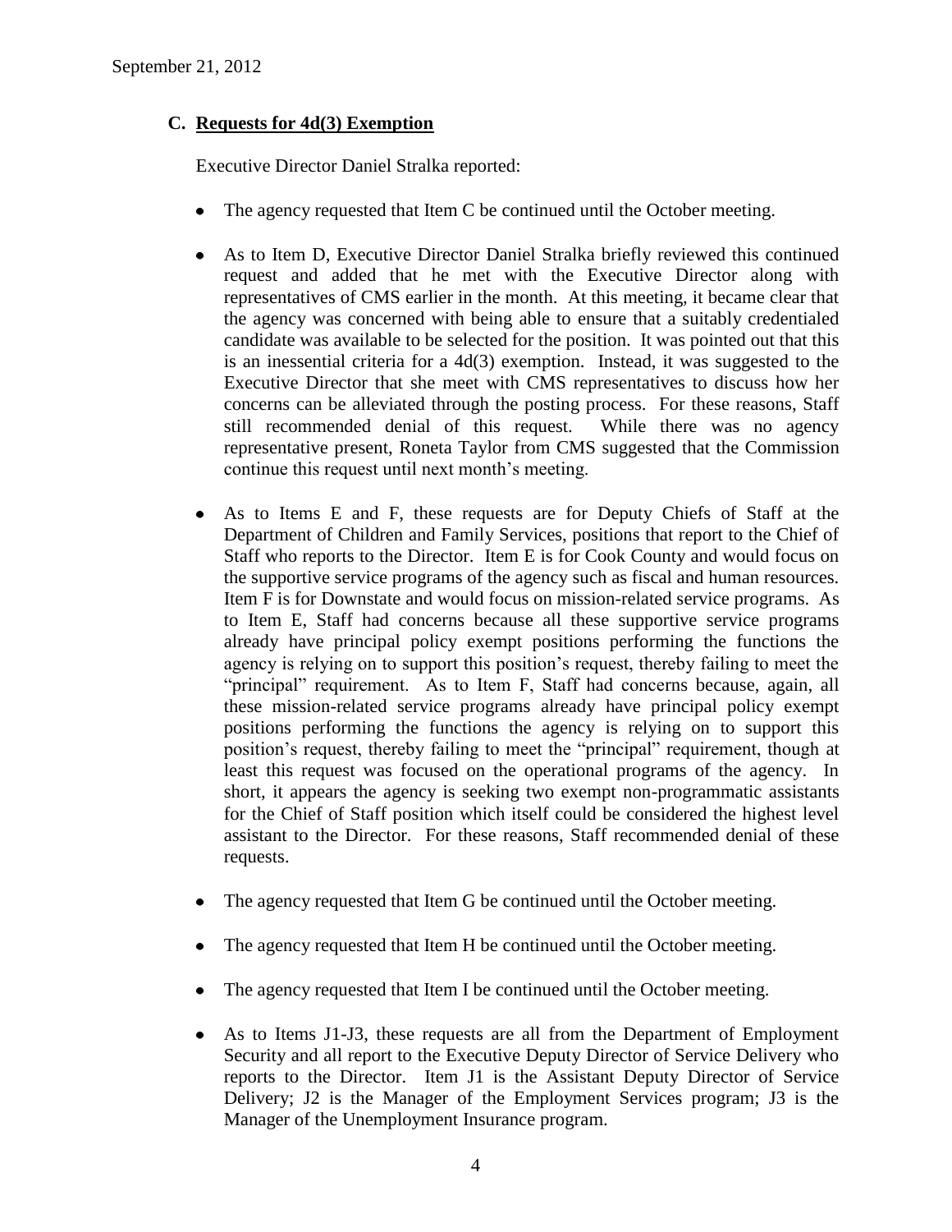## C. Requests for 4d(3) Exemption

Executive Director Daniel Stralka reported:

- The agency requested that Item C be continued until the October meeting.

- As to Item D, Executive Director Daniel Stralka briefly reviewed this continued request and added that he met with the Executive Director along with representatives of CMS earlier in the month. At this meeting, it became clear that the agency was concerned with being able to ensure that a suitably credentialed candidate was available to be selected for the position. It was pointed out that this is an inessential criteria for a 4d(3) exemption. Instead, it was suggested to the Executive Director that she meet with CMS representatives to discuss how her concerns can be alleviated through the posting process. For these reasons, Staff still recommended denial of this request. While there was no agency representative present, Roneta Taylor from CMS suggested that the Commission continue this request until next month's meeting.

- As to Items E and F, these requests are for Deputy Chiefs of Staff at the Department of Children and Family Services, positions that report to the Chief of Staff who reports to the Director. Item E is for Cook County and would focus on the supportive service programs of the agency such as fiscal and human resources. Item F is for Downstate and would focus on mission-related service programs. As to Item E, Staff had concerns because all these supportive service programs already have principal policy exempt positions performing the functions the agency is relying on to support this position's request, thereby failing to meet the "principal" requirement. As to Item F, Staff had concerns because, again, all these mission-related service programs already have principal policy exempt positions performing the functions the agency is relying on to support this position's request, thereby failing to meet the "principal" requirement, though at least this request was focused on the operational programs of the agency. In short, it appears the agency is seeking two exempt non-programmatic assistants for the Chief of Staff position which itself could be considered the highest level assistant to the Director. For these reasons, Staff recommended denial of these requests.

- The agency requested that Item G be continued until the October meeting.

- The agency requested that Item H be continued until the October meeting.

- The agency requested that Item I be continued until the October meeting.

- As to Items J1-J3, these requests are all from the Department of Employment Security and all report to the Executive Deputy Director of Service Delivery who reports to the Director. Item J1 is the Assistant Deputy Director of Service Delivery; J2 is the Manager of the Employment Services program; J3 is the Manager of the Unemployment Insurance program.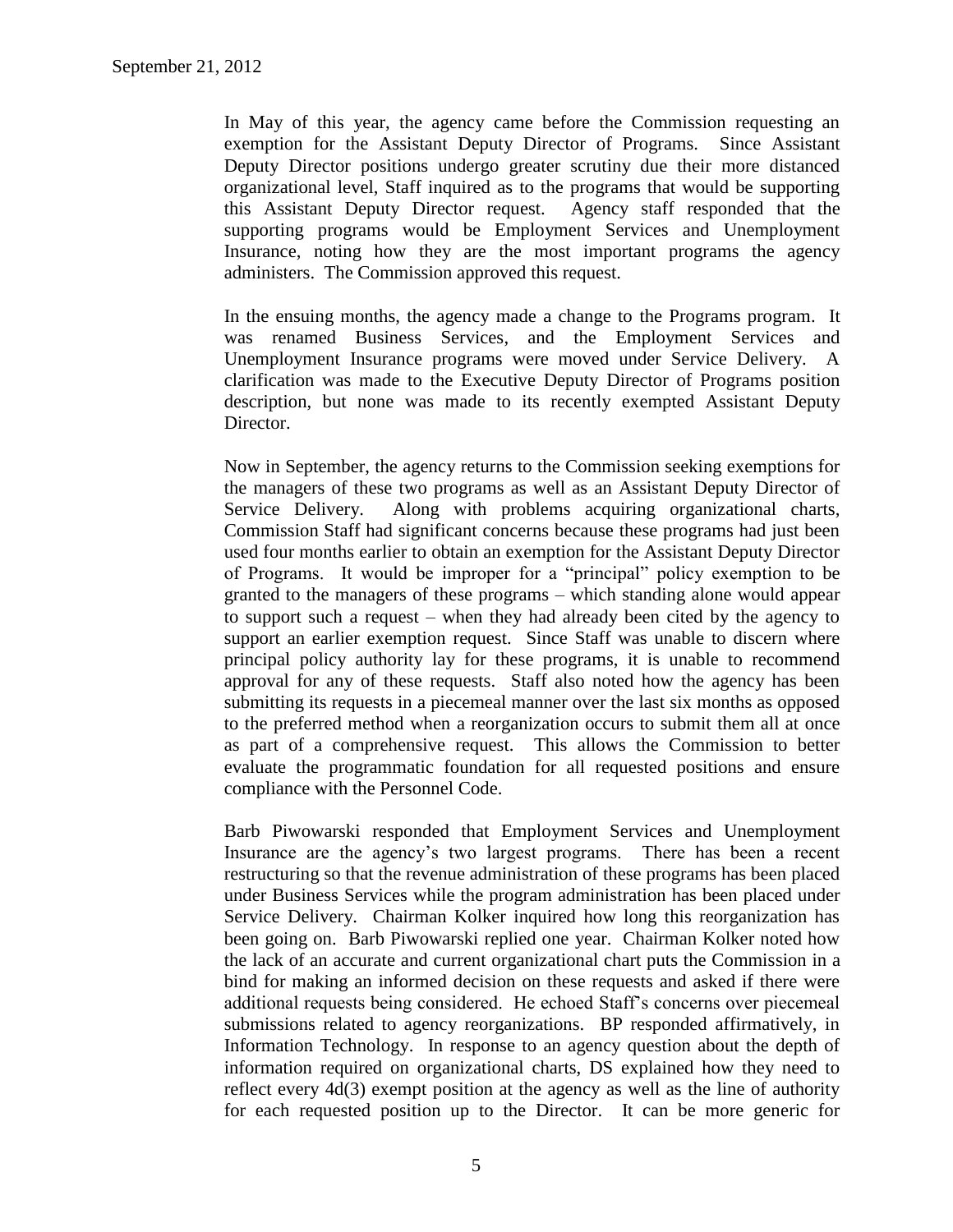In May of this year, the agency came before the Commission requesting an exemption for the Assistant Deputy Director of Programs. Since Assistant Deputy Director positions undergo greater scrutiny due their more distanced organizational level, Staff inquired as to the programs that would be supporting this Assistant Deputy Director request. Agency staff responded that the supporting programs would be Employment Services and Unemployment Insurance, noting how they are the most important programs the agency administers. The Commission approved this request.

In the ensuing months, the agency made a change to the Programs program. It was renamed Business Services, and the Employment Services and Unemployment Insurance programs were moved under Service Delivery. A clarification was made to the Executive Deputy Director of Programs position description, but none was made to its recently exempted Assistant Deputy Director.

Now in September, the agency returns to the Commission seeking exemptions for the managers of these two programs as well as an Assistant Deputy Director of Service Delivery. Along with problems acquiring organizational charts, Commission Staff had significant concerns because these programs had just been used four months earlier to obtain an exemption for the Assistant Deputy Director of Programs. It would be improper for a "principal" policy exemption to be granted to the managers of these programs – which standing alone would appear to support such a request – when they had already been cited by the agency to support an earlier exemption request. Since Staff was unable to discern where principal policy authority lay for these programs, it is unable to recommend approval for any of these requests. Staff also noted how the agency has been submitting its requests in a piecemeal manner over the last six months as opposed to the preferred method when a reorganization occurs to submit them all at once as part of a comprehensive request. This allows the Commission to better evaluate the programmatic foundation for all requested positions and ensure compliance with the Personnel Code.

Barb Piwowarski responded that Employment Services and Unemployment Insurance are the agency's two largest programs. There has been a recent restructuring so that the revenue administration of these programs has been placed under Business Services while the program administration has been placed under Service Delivery. Chairman Kolker inquired how long this reorganization has been going on. Barb Piwowarski replied one year. Chairman Kolker noted how the lack of an accurate and current organizational chart puts the Commission in a bind for making an informed decision on these requests and asked if there were additional requests being considered. He echoed Staff's concerns over piecemeal submissions related to agency reorganizations. BP responded affirmatively, in Information Technology. In response to an agency question about the depth of information required on organizational charts, DS explained how they need to reflect every 4d(3) exempt position at the agency as well as the line of authority for each requested position up to the Director. It can be more generic for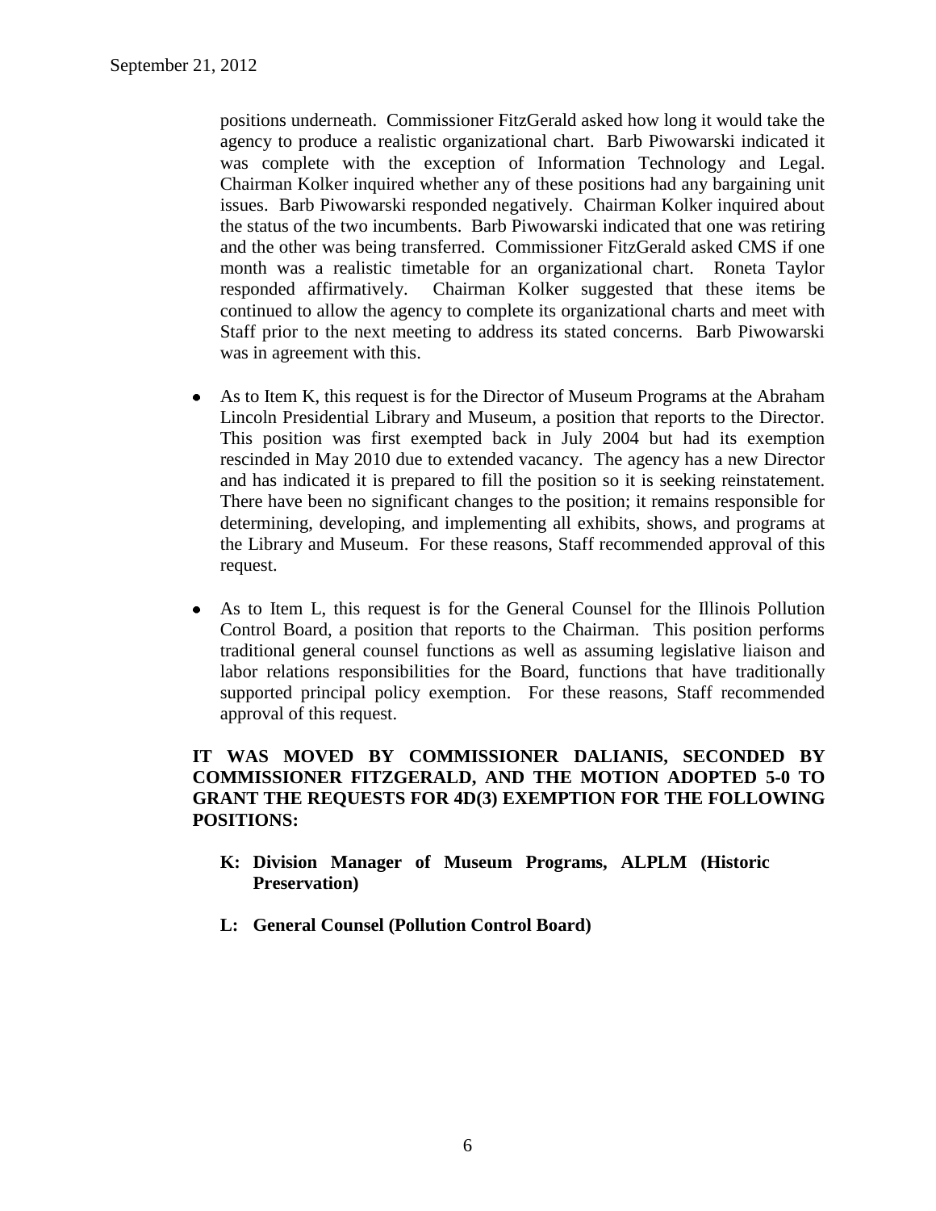positions underneath. Commissioner FitzGerald asked how long it would take the agency to produce a realistic organizational chart. Barb Piwowarski indicated it was complete with the exception of Information Technology and Legal. Chairman Kolker inquired whether any of these positions had any bargaining unit issues. Barb Piwowarski responded negatively. Chairman Kolker inquired about the status of the two incumbents. Barb Piwowarski indicated that one was retiring and the other was being transferred. Commissioner FitzGerald asked CMS if one month was a realistic timetable for an organizational chart. Roneta Taylor responded affirmatively. Chairman Kolker suggested that these items be continued to allow the agency to complete its organizational charts and meet with Staff prior to the next meeting to address its stated concerns. Barb Piwowarski was in agreement with this.

- As to Item K, this request is for the Director of Museum Programs at the Abraham Lincoln Presidential Library and Museum, a position that reports to the Director. This position was first exempted back in July 2004 but had its exemption rescinded in May 2010 due to extended vacancy. The agency has a new Director and has indicated it is prepared to fill the position so it is seeking reinstatement. There have been no significant changes to the position; it remains responsible for determining, developing, and implementing all exhibits, shows, and programs at the Library and Museum. For these reasons, Staff recommended approval of this request.

- As to Item L, this request is for the General Counsel for the Illinois Pollution Control Board, a position that reports to the Chairman. This position performs traditional general counsel functions as well as assuming legislative liaison and labor relations responsibilities for the Board, functions that have traditionally supported principal policy exemption. For these reasons, Staff recommended approval of this request.

**IT WAS MOVED BY COMMISSIONER DALIANIS, SECONDED BY COMMISSIONER FITZGERALD, AND THE MOTION ADOPTED 5-0 TO GRANT THE REQUESTS FOR 4D(3) EXEMPTION FOR THE FOLLOWING POSITIONS:**

**K: Division Manager of Museum Programs, ALPLM (Historic Preservation)**

**L: General Counsel (Pollution Control Board)**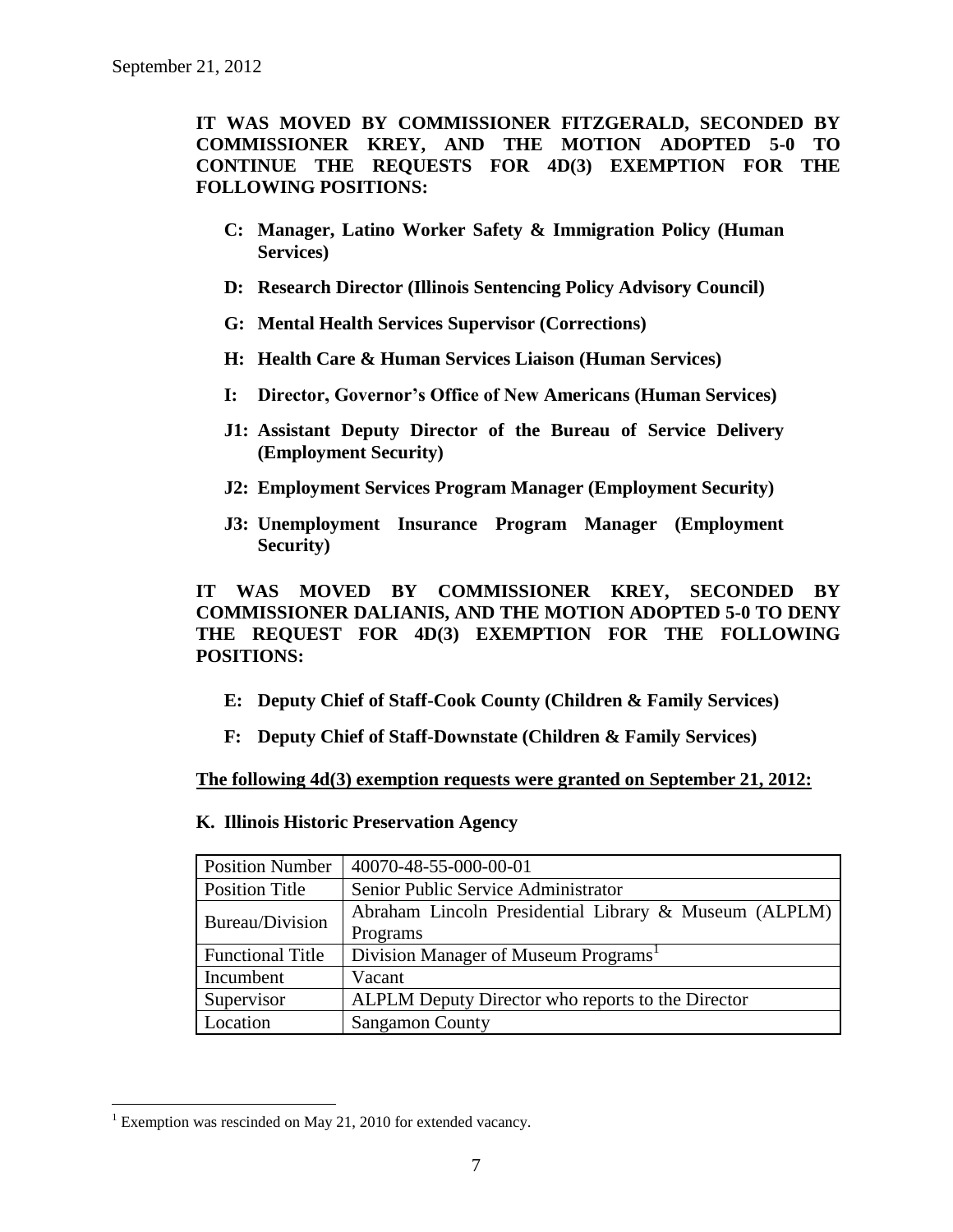**IT WAS MOVED BY COMMISSIONER FITZGERALD, SECONDED BY COMMISSIONER KREY, AND THE MOTION ADOPTED 5-0 TO CONTINUE THE REQUESTS FOR 4D(3) EXEMPTION FOR THE FOLLOWING POSITIONS:**

- **C: Manager, Latino Worker Safety & Immigration Policy (Human Services)**
- **D: Research Director (Illinois Sentencing Policy Advisory Council)**
- **G: Mental Health Services Supervisor (Corrections)**
- **H: Health Care & Human Services Liaison (Human Services)**
- **I: Director, Governor's Office of New Americans (Human Services)**
- **J1: Assistant Deputy Director of the Bureau of Service Delivery (Employment Security)**
- **J2: Employment Services Program Manager (Employment Security)**
- **J3: Unemployment Insurance Program Manager (Employment Security)**

**IT WAS MOVED BY COMMISSIONER KREY, SECONDED BY COMMISSIONER DALIANIS, AND THE MOTION ADOPTED 5-0 TO DENY THE REQUEST FOR 4D(3) EXEMPTION FOR THE FOLLOWING POSITIONS:**

- **E: Deputy Chief of Staff-Cook County (Children & Family Services)**
- **F: Deputy Chief of Staff-Downstate (Children & Family Services)**

**The following 4d(3) exemption requests were granted on September 21, 2012:**

**K. Illinois Historic Preservation Agency**

| Position Number | 40070-48-55-000-00-01 |
|---|---|
| Position Title | Senior Public Service Administrator |
| Bureau/Division | Abraham Lincoln Presidential Library & Museum (ALPLM) Programs |
| Functional Title | Division Manager of Museum Programs[1] |
| Incumbent | Vacant |
| Supervisor | ALPLM Deputy Director who reports to the Director |
| Location | Sangamon County |

[1] Exemption was rescinded on May 21, 2010 for extended vacancy.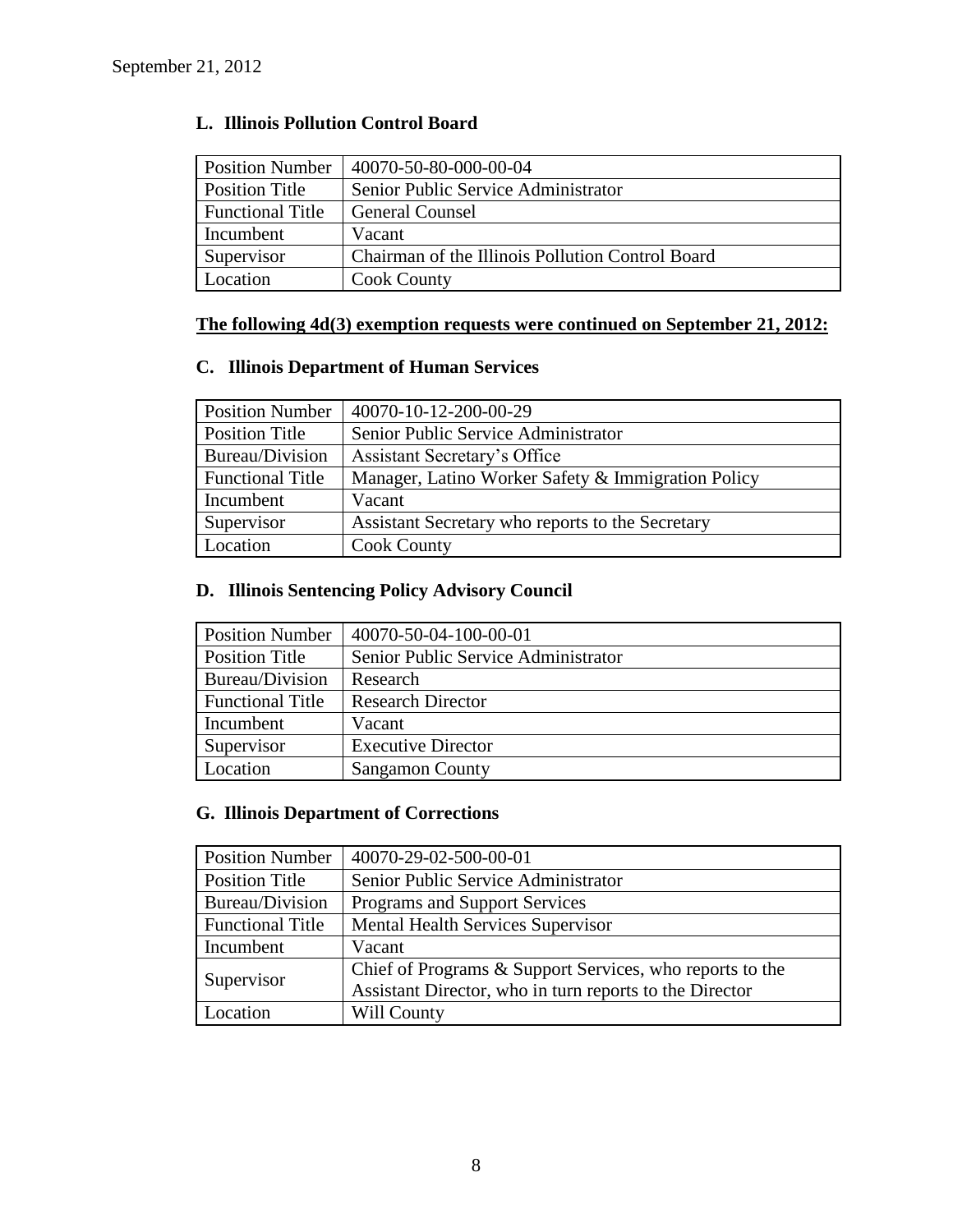## L. Illinois Pollution Control Board

| Position Number | 40070-50-80-000-00-04 |
|---|---|
| Position Title | Senior Public Service Administrator |
| Functional Title | General Counsel |
| Incumbent | Vacant |
| Supervisor | Chairman of the Illinois Pollution Control Board |
| Location | Cook County |

**The following 4d(3) exemption requests were continued on September 21, 2012:**

## C. Illinois Department of Human Services

| Position Number | 40070-10-12-200-00-29 |
|---|---|
| Position Title | Senior Public Service Administrator |
| Bureau/Division | Assistant Secretary's Office |
| Functional Title | Manager, Latino Worker Safety & Immigration Policy |
| Incumbent | Vacant |
| Supervisor | Assistant Secretary who reports to the Secretary |
| Location | Cook County |

## D. Illinois Sentencing Policy Advisory Council

| Position Number | 40070-50-04-100-00-01 |
|---|---|
| Position Title | Senior Public Service Administrator |
| Bureau/Division | Research |
| Functional Title | Research Director |
| Incumbent | Vacant |
| Supervisor | Executive Director |
| Location | Sangamon County |

## G. Illinois Department of Corrections

| Position Number | 40070-29-02-500-00-01 |
|---|---|
| Position Title | Senior Public Service Administrator |
| Bureau/Division | Programs and Support Services |
| Functional Title | Mental Health Services Supervisor |
| Incumbent | Vacant |
| Supervisor | Chief of Programs & Support Services, who reports to the Assistant Director, who in turn reports to the Director |
| Location | Will County |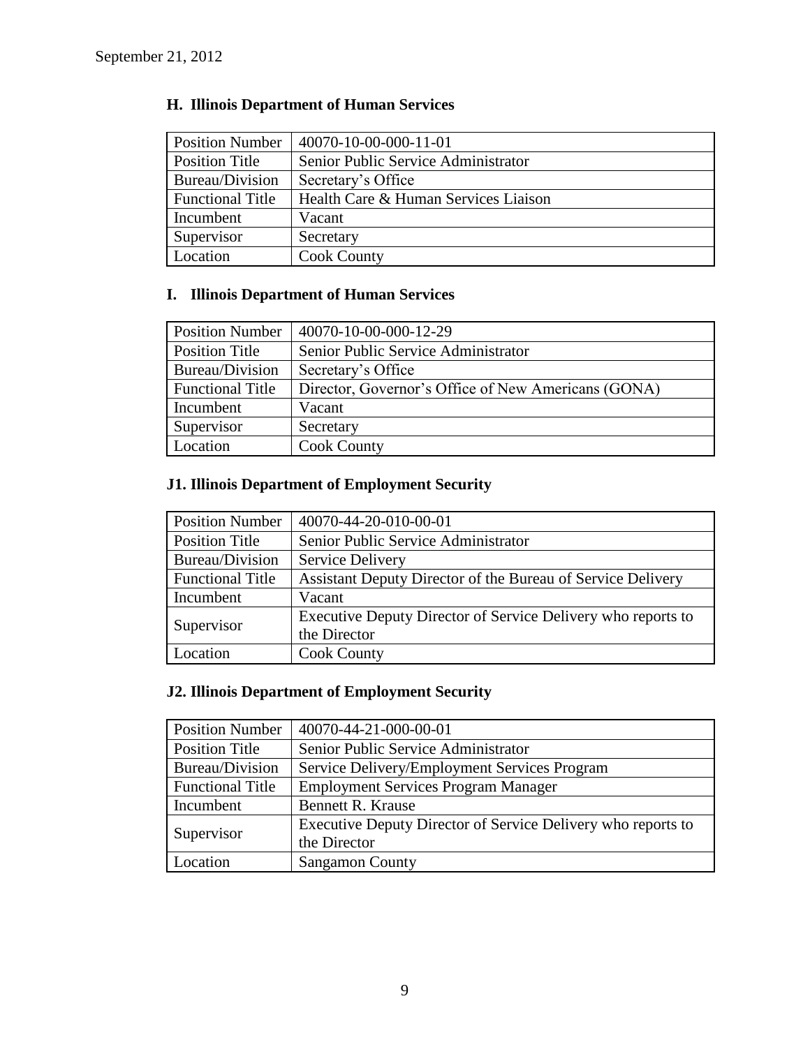September 21, 2012

### H. Illinois Department of Human Services

| Position Number | 40070-10-00-000-11-01 |
|---|---|
| Position Title | Senior Public Service Administrator |
| Bureau/Division | Secretary's Office |
| Functional Title | Health Care & Human Services Liaison |
| Incumbent | Vacant |
| Supervisor | Secretary |
| Location | Cook County |

### I. Illinois Department of Human Services

| Position Number | 40070-10-00-000-12-29 |
|---|---|
| Position Title | Senior Public Service Administrator |
| Bureau/Division | Secretary's Office |
| Functional Title | Director, Governor's Office of New Americans (GONA) |
| Incumbent | Vacant |
| Supervisor | Secretary |
| Location | Cook County |

### J1. Illinois Department of Employment Security

| Position Number | 40070-44-20-010-00-01 |
|---|---|
| Position Title | Senior Public Service Administrator |
| Bureau/Division | Service Delivery |
| Functional Title | Assistant Deputy Director of the Bureau of Service Delivery |
| Incumbent | Vacant |
| Supervisor | Executive Deputy Director of Service Delivery who reports to the Director |
| Location | Cook County |

### J2. Illinois Department of Employment Security

| Position Number | 40070-44-21-000-00-01 |
|---|---|
| Position Title | Senior Public Service Administrator |
| Bureau/Division | Service Delivery/Employment Services Program |
| Functional Title | Employment Services Program Manager |
| Incumbent | Bennett R. Krause |
| Supervisor | Executive Deputy Director of Service Delivery who reports to the Director |
| Location | Sangamon County |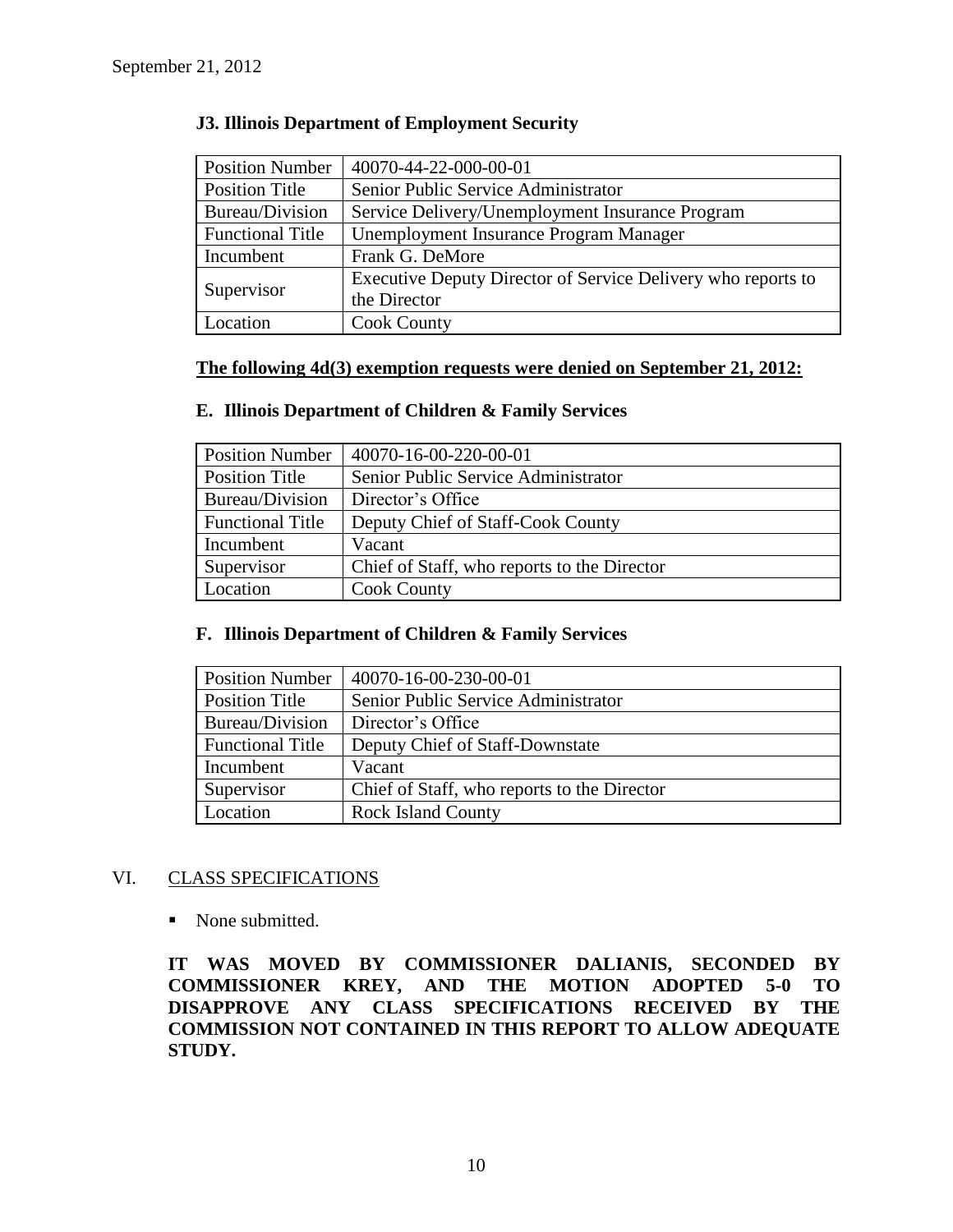### J3. Illinois Department of Employment Security

| Position Number | 40070-44-22-000-00-01 |
|---|---|
| Position Title | Senior Public Service Administrator |
| Bureau/Division | Service Delivery/Unemployment Insurance Program |
| Functional Title | Unemployment Insurance Program Manager |
| Incumbent | Frank G. DeMore |
| Supervisor | Executive Deputy Director of Service Delivery who reports to the Director |
| Location | Cook County |

**The following 4d(3) exemption requests were denied on September 21, 2012:**

### E. Illinois Department of Children & Family Services

| Position Number | 40070-16-00-220-00-01 |
|---|---|
| Position Title | Senior Public Service Administrator |
| Bureau/Division | Director's Office |
| Functional Title | Deputy Chief of Staff-Cook County |
| Incumbent | Vacant |
| Supervisor | Chief of Staff, who reports to the Director |
| Location | Cook County |

### F. Illinois Department of Children & Family Services

| Position Number | 40070-16-00-230-00-01 |
|---|---|
| Position Title | Senior Public Service Administrator |
| Bureau/Division | Director's Office |
| Functional Title | Deputy Chief of Staff-Downstate |
| Incumbent | Vacant |
| Supervisor | Chief of Staff, who reports to the Director |
| Location | Rock Island County |

## VI. CLASS SPECIFICATIONS

- None submitted.

**IT WAS MOVED BY COMMISSIONER DALIANIS, SECONDED BY COMMISSIONER KREY, AND THE MOTION ADOPTED 5-0 TO DISAPPROVE ANY CLASS SPECIFICATIONS RECEIVED BY THE COMMISSION NOT CONTAINED IN THIS REPORT TO ALLOW ADEQUATE STUDY.**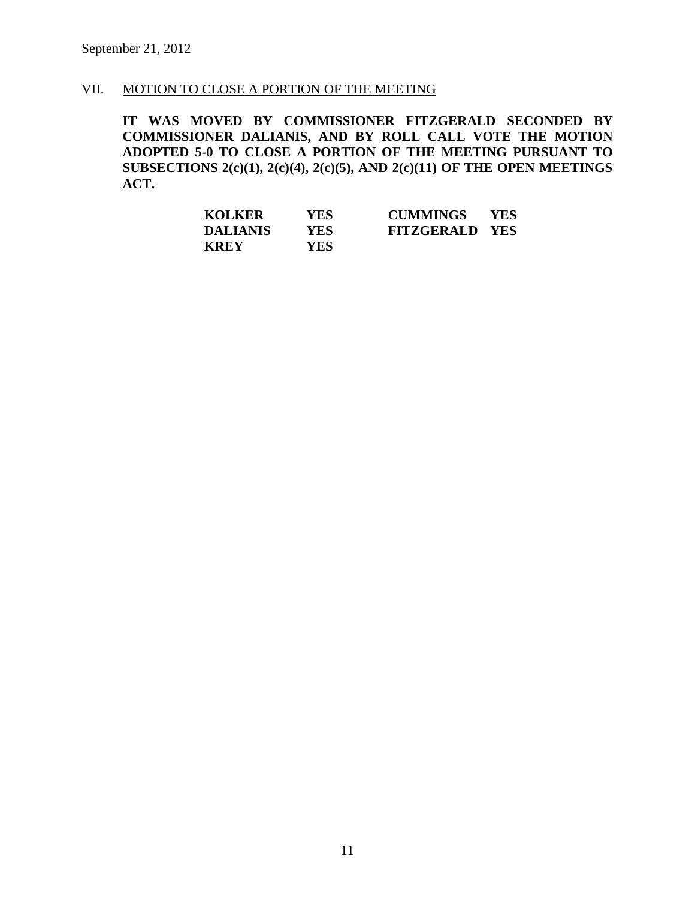September 21, 2012

## VII. MOTION TO CLOSE A PORTION OF THE MEETING

**IT WAS MOVED BY COMMISSIONER FITZGERALD SECONDED BY COMMISSIONER DALIANIS, AND BY ROLL CALL VOTE THE MOTION ADOPTED 5-0 TO CLOSE A PORTION OF THE MEETING PURSUANT TO SUBSECTIONS 2(c)(1), 2(c)(4), 2(c)(5), AND 2(c)(11) OF THE OPEN MEETINGS ACT.**

| | | | |
|---|---|---|---|
| **KOLKER** | **YES** | **CUMMINGS** | **YES** |
| **DALIANIS** | **YES** | **FITZGERALD** | **YES** |
| **KREY** | **YES** | | |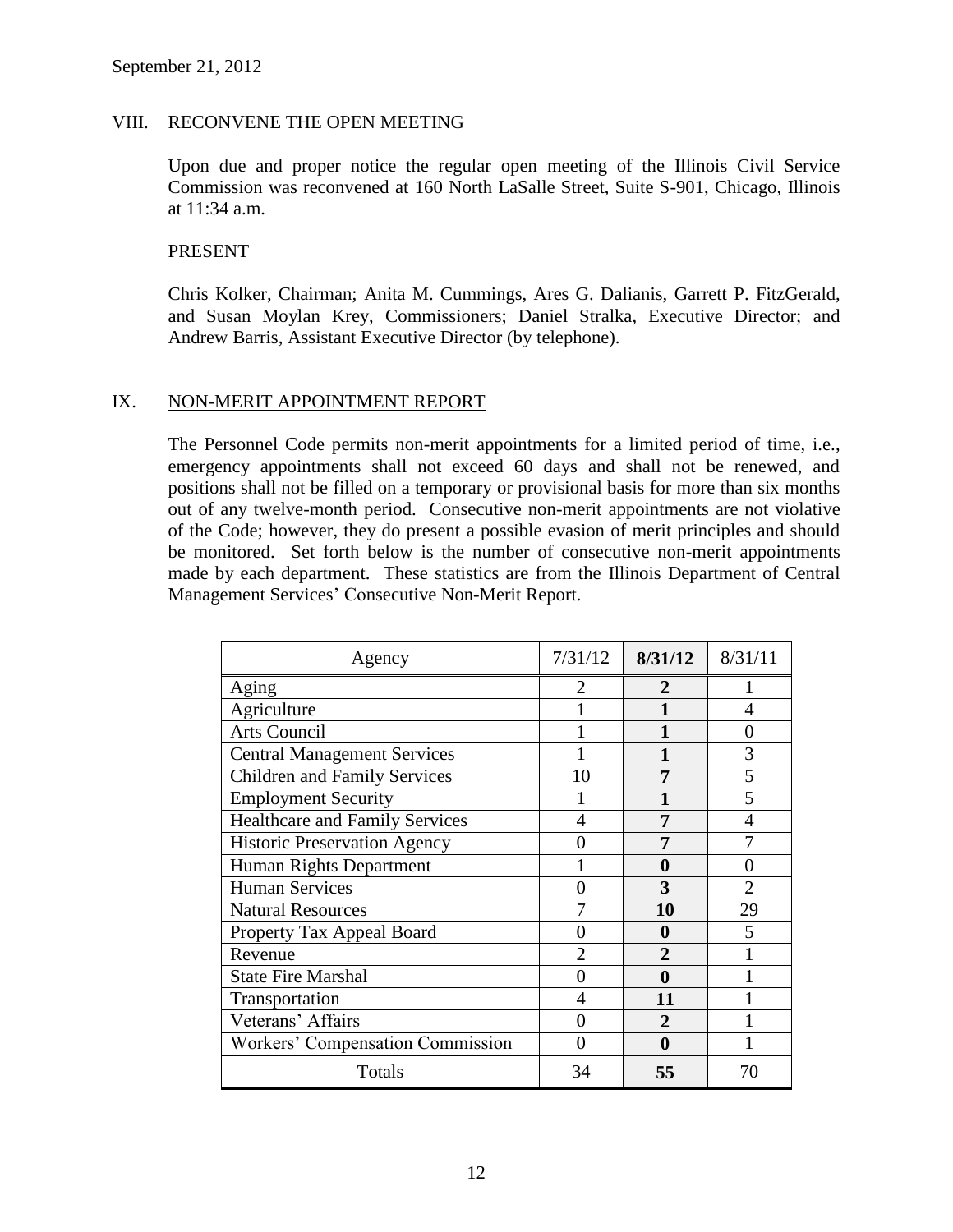September 21, 2012

## VIII. RECONVENE THE OPEN MEETING

Upon due and proper notice the regular open meeting of the Illinois Civil Service Commission was reconvened at 160 North LaSalle Street, Suite S-901, Chicago, Illinois at 11:34 a.m.

PRESENT

Chris Kolker, Chairman; Anita M. Cummings, Ares G. Dalianis, Garrett P. FitzGerald, and Susan Moylan Krey, Commissioners; Daniel Stralka, Executive Director; and Andrew Barris, Assistant Executive Director (by telephone).

## IX. NON-MERIT APPOINTMENT REPORT

The Personnel Code permits non-merit appointments for a limited period of time, i.e., emergency appointments shall not exceed 60 days and shall not be renewed, and positions shall not be filled on a temporary or provisional basis for more than six months out of any twelve-month period. Consecutive non-merit appointments are not violative of the Code; however, they do present a possible evasion of merit principles and should be monitored. Set forth below is the number of consecutive non-merit appointments made by each department. These statistics are from the Illinois Department of Central Management Services' Consecutive Non-Merit Report.

| Agency | 7/31/12 | **8/31/12** | 8/31/11 |
|---|---|---|---|
| Aging | 2 | **2** | 1 |
| Agriculture | 1 | **1** | 4 |
| Arts Council | 1 | **1** | 0 |
| Central Management Services | 1 | **1** | 3 |
| Children and Family Services | 10 | **7** | 5 |
| Employment Security | 1 | **1** | 5 |
| Healthcare and Family Services | 4 | **7** | 4 |
| Historic Preservation Agency | 0 | **7** | 7 |
| Human Rights Department | 1 | **0** | 0 |
| Human Services | 0 | **3** | 2 |
| Natural Resources | 7 | **10** | 29 |
| Property Tax Appeal Board | 0 | **0** | 5 |
| Revenue | 2 | **2** | 1 |
| State Fire Marshal | 0 | **0** | 1 |
| Transportation | 4 | **11** | 1 |
| Veterans' Affairs | 0 | **2** | 1 |
| Workers' Compensation Commission | 0 | **0** | 1 |
| Totals | 34 | **55** | 70 |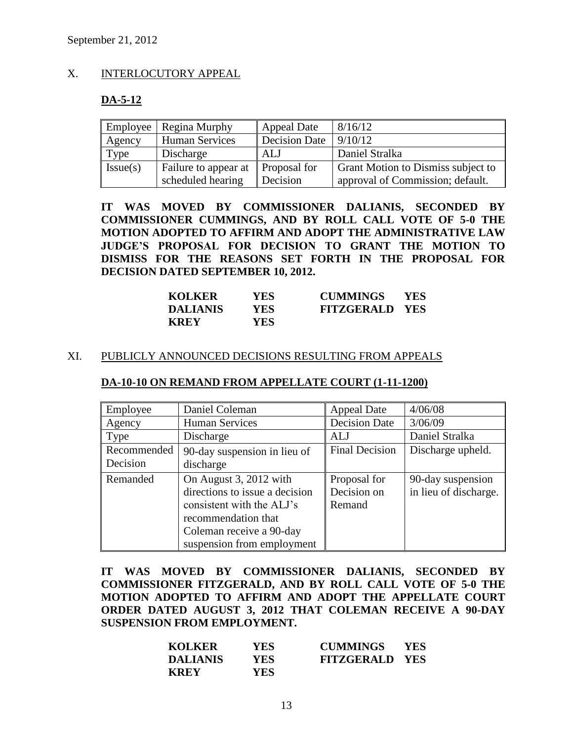September 21, 2012

## X. INTERLOCUTORY APPEAL

### DA-5-12

| Employee | Regina Murphy | Appeal Date | 8/16/12 |
|---|---|---|---|
| Agency | Human Services | Decision Date | 9/10/12 |
| Type | Discharge | ALJ | Daniel Stralka |
| Issue(s) | Failure to appear at scheduled hearing | Proposal for Decision | Grant Motion to Dismiss subject to approval of Commission; default. |

**IT WAS MOVED BY COMMISSIONER DALIANIS, SECONDED BY COMMISSIONER CUMMINGS, AND BY ROLL CALL VOTE OF 5-0 THE MOTION ADOPTED TO AFFIRM AND ADOPT THE ADMINISTRATIVE LAW JUDGE'S PROPOSAL FOR DECISION TO GRANT THE MOTION TO DISMISS FOR THE REASONS SET FORTH IN THE PROPOSAL FOR DECISION DATED SEPTEMBER 10, 2012.**

| | | | |
|---|---|---|---|
| **KOLKER** | **YES** | **CUMMINGS** | **YES** |
| **DALIANIS** | **YES** | **FITZGERALD** | **YES** |
| **KREY** | **YES** | | |

## XI. PUBLICLY ANNOUNCED DECISIONS RESULTING FROM APPEALS

### DA-10-10 ON REMAND FROM APPELLATE COURT (1-11-1200)

| Employee | Daniel Coleman | Appeal Date | 4/06/08 |
|---|---|---|---|
| Agency | Human Services | Decision Date | 3/06/09 |
| Type | Discharge | ALJ | Daniel Stralka |
| Recommended Decision | 90-day suspension in lieu of discharge | Final Decision | Discharge upheld. |
| Remanded | On August 3, 2012 with directions to issue a decision consistent with the ALJ's recommendation that Coleman receive a 90-day suspension from employment | Proposal for Decision on Remand | 90-day suspension in lieu of discharge. |

**IT WAS MOVED BY COMMISSIONER DALIANIS, SECONDED BY COMMISSIONER FITZGERALD, AND BY ROLL CALL VOTE OF 5-0 THE MOTION ADOPTED TO AFFIRM AND ADOPT THE APPELLATE COURT ORDER DATED AUGUST 3, 2012 THAT COLEMAN RECEIVE A 90-DAY SUSPENSION FROM EMPLOYMENT.**

| | | | |
|---|---|---|---|
| **KOLKER** | **YES** | **CUMMINGS** | **YES** |
| **DALIANIS** | **YES** | **FITZGERALD** | **YES** |
| **KREY** | **YES** | | |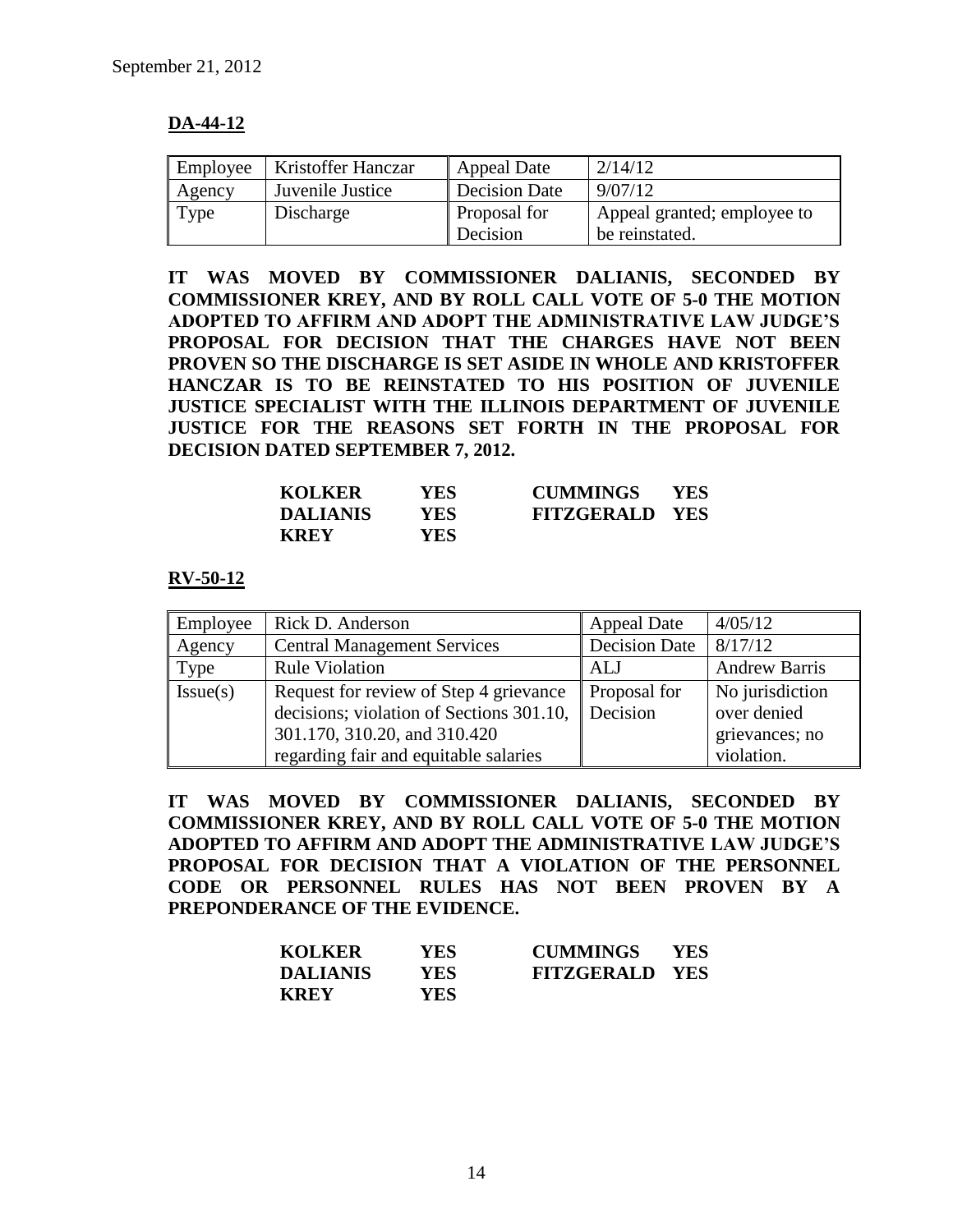September 21, 2012

**DA-44-12**

| Employee | Kristoffer Hanczar | Appeal Date | 2/14/12 |
|---|---|---|---|
| Agency | Juvenile Justice | Decision Date | 9/07/12 |
| Type | Discharge | Proposal for Decision | Appeal granted; employee to be reinstated. |

**IT WAS MOVED BY COMMISSIONER DALIANIS, SECONDED BY COMMISSIONER KREY, AND BY ROLL CALL VOTE OF 5-0 THE MOTION ADOPTED TO AFFIRM AND ADOPT THE ADMINISTRATIVE LAW JUDGE'S PROPOSAL FOR DECISION THAT THE CHARGES HAVE NOT BEEN PROVEN SO THE DISCHARGE IS SET ASIDE IN WHOLE AND KRISTOFFER HANCZAR IS TO BE REINSTATED TO HIS POSITION OF JUVENILE JUSTICE SPECIALIST WITH THE ILLINOIS DEPARTMENT OF JUVENILE JUSTICE FOR THE REASONS SET FORTH IN THE PROPOSAL FOR DECISION DATED SEPTEMBER 7, 2012.**

| | | | |
|---|---|---|---|
| **KOLKER** | **YES** | **CUMMINGS** | **YES** |
| **DALIANIS** | **YES** | **FITZGERALD** | **YES** |
| **KREY** | **YES** | | |

**RV-50-12**

| Employee | Rick D. Anderson | Appeal Date | 4/05/12 |
|---|---|---|---|
| Agency | Central Management Services | Decision Date | 8/17/12 |
| Type | Rule Violation | ALJ | Andrew Barris |
| Issue(s) | Request for review of Step 4 grievance decisions; violation of Sections 301.10, 301.170, 310.20, and 310.420 regarding fair and equitable salaries | Proposal for Decision | No jurisdiction over denied grievances; no violation. |

**IT WAS MOVED BY COMMISSIONER DALIANIS, SECONDED BY COMMISSIONER KREY, AND BY ROLL CALL VOTE OF 5-0 THE MOTION ADOPTED TO AFFIRM AND ADOPT THE ADMINISTRATIVE LAW JUDGE'S PROPOSAL FOR DECISION THAT A VIOLATION OF THE PERSONNEL CODE OR PERSONNEL RULES HAS NOT BEEN PROVEN BY A PREPONDERANCE OF THE EVIDENCE.**

| | | | |
|---|---|---|---|
| **KOLKER** | **YES** | **CUMMINGS** | **YES** |
| **DALIANIS** | **YES** | **FITZGERALD** | **YES** |
| **KREY** | **YES** | | |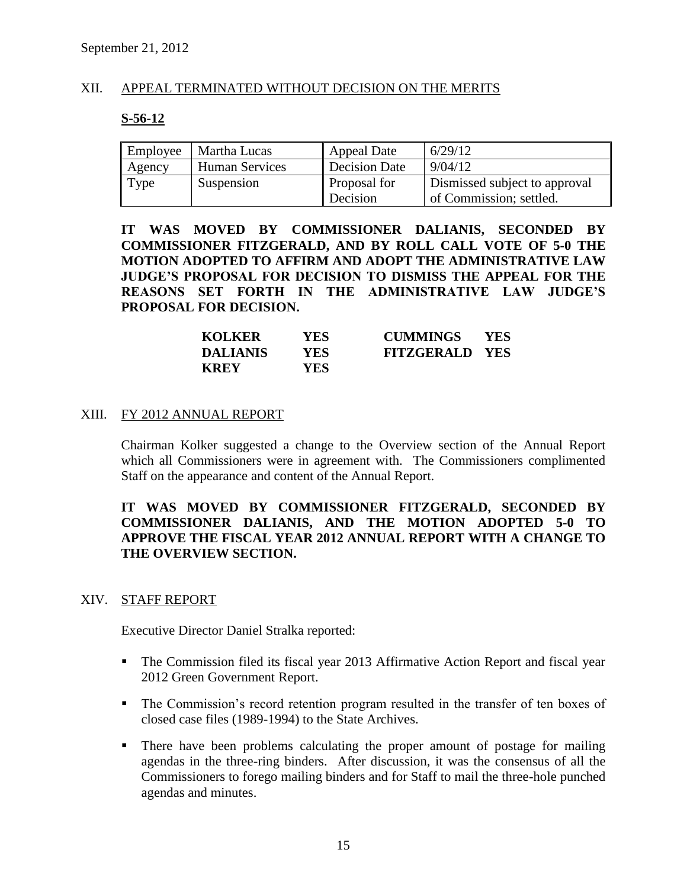## XII. APPEAL TERMINATED WITHOUT DECISION ON THE MERITS

**S-56-12**

| Employee | Martha Lucas | Appeal Date | 6/29/12 |
|---|---|---|---|
| Agency | Human Services | Decision Date | 9/04/12 |
| Type | Suspension | Proposal for Decision | Dismissed subject to approval of Commission; settled. |

**IT WAS MOVED BY COMMISSIONER DALIANIS, SECONDED BY COMMISSIONER FITZGERALD, AND BY ROLL CALL VOTE OF 5-0 THE MOTION ADOPTED TO AFFIRM AND ADOPT THE ADMINISTRATIVE LAW JUDGE'S PROPOSAL FOR DECISION TO DISMISS THE APPEAL FOR THE REASONS SET FORTH IN THE ADMINISTRATIVE LAW JUDGE'S PROPOSAL FOR DECISION.**

| | | | |
|---|---|---|---|
| **KOLKER** | **YES** | **CUMMINGS** | **YES** |
| **DALIANIS** | **YES** | **FITZGERALD** | **YES** |
| **KREY** | **YES** | | |

## XIII. FY 2012 ANNUAL REPORT

Chairman Kolker suggested a change to the Overview section of the Annual Report which all Commissioners were in agreement with. The Commissioners complimented Staff on the appearance and content of the Annual Report.

**IT WAS MOVED BY COMMISSIONER FITZGERALD, SECONDED BY COMMISSIONER DALIANIS, AND THE MOTION ADOPTED 5-0 TO APPROVE THE FISCAL YEAR 2012 ANNUAL REPORT WITH A CHANGE TO THE OVERVIEW SECTION.**

## XIV. STAFF REPORT

Executive Director Daniel Stralka reported:

- The Commission filed its fiscal year 2013 Affirmative Action Report and fiscal year 2012 Green Government Report.
- The Commission's record retention program resulted in the transfer of ten boxes of closed case files (1989-1994) to the State Archives.
- There have been problems calculating the proper amount of postage for mailing agendas in the three-ring binders. After discussion, it was the consensus of all the Commissioners to forego mailing binders and for Staff to mail the three-hole punched agendas and minutes.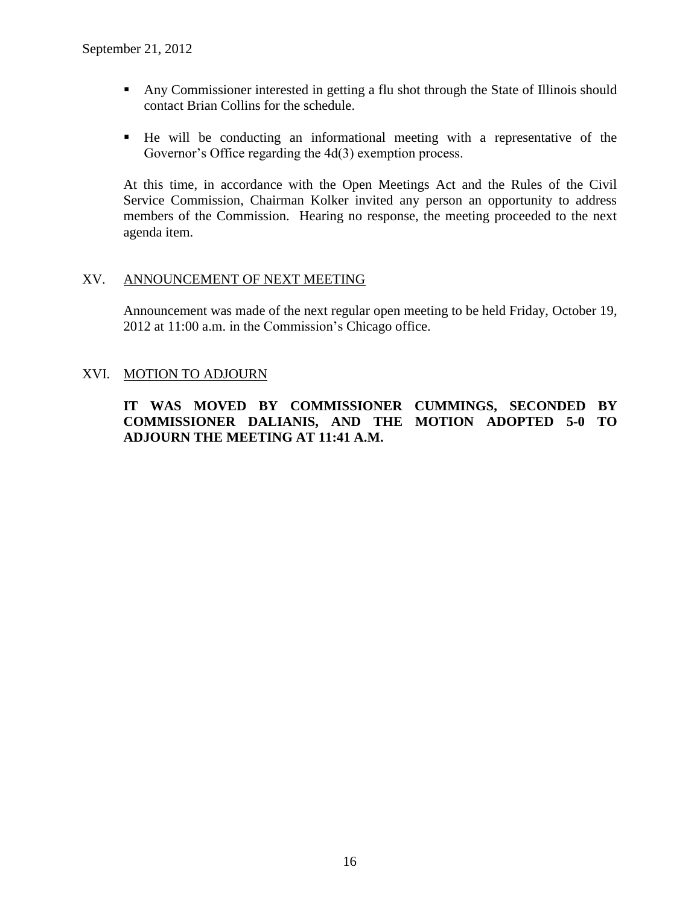- Any Commissioner interested in getting a flu shot through the State of Illinois should contact Brian Collins for the schedule.

- He will be conducting an informational meeting with a representative of the Governor's Office regarding the 4d(3) exemption process.

At this time, in accordance with the Open Meetings Act and the Rules of the Civil Service Commission, Chairman Kolker invited any person an opportunity to address members of the Commission. Hearing no response, the meeting proceeded to the next agenda item.

## XV. ANNOUNCEMENT OF NEXT MEETING

Announcement was made of the next regular open meeting to be held Friday, October 19, 2012 at 11:00 a.m. in the Commission's Chicago office.

## XVI. MOTION TO ADJOURN

**IT WAS MOVED BY COMMISSIONER CUMMINGS, SECONDED BY COMMISSIONER DALIANIS, AND THE MOTION ADOPTED 5-0 TO ADJOURN THE MEETING AT 11:41 A.M.**